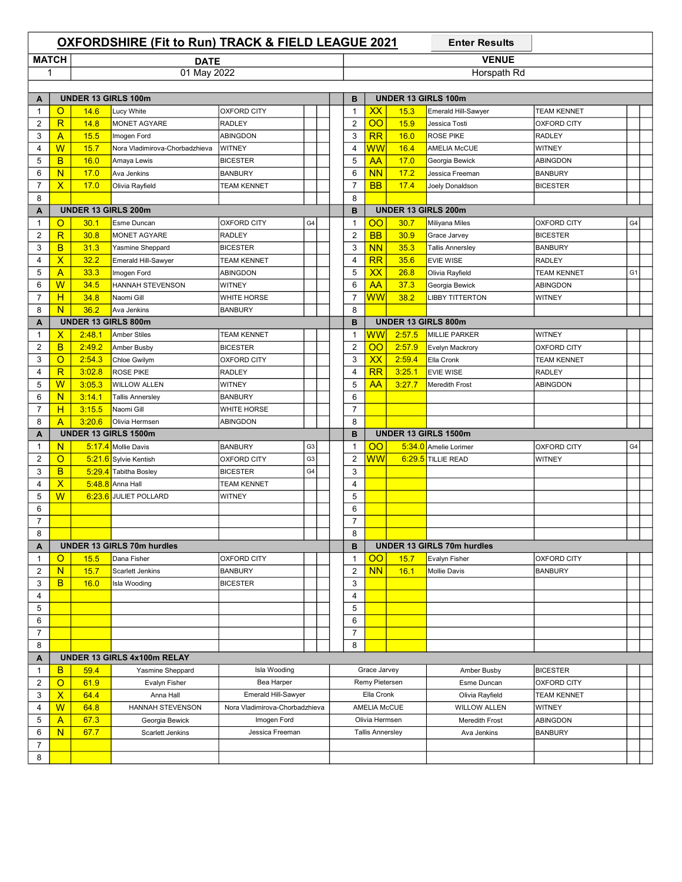# OXFORDSHIRE (Fit to Run) TRACK & FIELD LEAGUE 2021

Enter Results

| MATCH | DATE | VENUE |
|---|---|---|
| 1 | 01 May 2022 | Horspath Rd |

| A | UNDER 13 GIRLS 100m | | | | | B | UNDER 13 GIRLS 100m | | | | |
|---|---|---|---|---|---|---|---|---|---|---|---|
| 1 | O | 14.6 | Lucy White | OXFORD CITY | | 1 | XX | 15.3 | Emerald Hill-Sawyer | TEAM KENNET | |
| 2 | R | 14.8 | MONET AGYARE | RADLEY | | 2 | OO | 15.9 | Jessica Tosti | OXFORD CITY | |
| 3 | A | 15.5 | Imogen Ford | ABINGDON | | 3 | RR | 16.0 | ROSE PIKE | RADLEY | |
| 4 | W | 15.7 | Nora Vladimirova-Chorbadzhieva | WITNEY | | 4 | WW | 16.4 | AMELIA McCUE | WITNEY | |
| 5 | B | 16.0 | Amaya Lewis | BICESTER | | 5 | AA | 17.0 | Georgia Bewick | ABINGDON | |
| 6 | N | 17.0 | Ava Jenkins | BANBURY | | 6 | NN | 17.2 | Jessica Freeman | BANBURY | |
| 7 | X | 17.0 | Olivia Rayfield | TEAM KENNET | | 7 | BB | 17.4 | Joely Donaldson | BICESTER | |
| 8 | | | | | | 8 | | | | | |

| A | UNDER 13 GIRLS 200m | | | | | B | UNDER 13 GIRLS 200m | | | | |
|---|---|---|---|---|---|---|---|---|---|---|---|
| 1 | O | 30.1 | Esme Duncan | OXFORD CITY | G4 | 1 | OO | 30.7 | Miliyana Miles | OXFORD CITY | G4 |
| 2 | R | 30.8 | MONET AGYARE | RADLEY | | 2 | BB | 30.9 | Grace Jarvey | BICESTER | |
| 3 | B | 31.3 | Yasmine Sheppard | BICESTER | | 3 | NN | 35.3 | Tallis Annersley | BANBURY | |
| 4 | X | 32.2 | Emerald Hill-Sawyer | TEAM KENNET | | 4 | RR | 35.6 | EVIE WISE | RADLEY | |
| 5 | A | 33.3 | Imogen Ford | ABINGDON | | 5 | XX | 26.8 | Olivia Rayfield | TEAM KENNET | G1 |
| 6 | W | 34.5 | HANNAH STEVENSON | WITNEY | | 6 | AA | 37.3 | Georgia Bewick | ABINGDON | |
| 7 | H | 34.8 | Naomi Gill | WHITE HORSE | | 7 | WW | 38.2 | LIBBY TITTERTON | WITNEY | |
| 8 | N | 36.2 | Ava Jenkins | BANBURY | | 8 | | | | | |

| A | UNDER 13 GIRLS 800m | | | | | B | UNDER 13 GIRLS 800m | | | | |
|---|---|---|---|---|---|---|---|---|---|---|---|
| 1 | X | 2:48.1 | Amber Stiles | TEAM KENNET | | 1 | WW | 2:57.5 | MILLIE PARKER | WITNEY | |
| 2 | B | 2:49.2 | Amber Busby | BICESTER | | 2 | OO | 2:57.9 | Evelyn Mackrory | OXFORD CITY | |
| 3 | O | 2:54.3 | Chloe Gwilym | OXFORD CITY | | 3 | XX | 2:59.4 | Ella Cronk | TEAM KENNET | |
| 4 | R | 3:02.8 | ROSE PIKE | RADLEY | | 4 | RR | 3:25.1 | EVIE WISE | RADLEY | |
| 5 | W | 3:05.3 | WILLOW ALLEN | WITNEY | | 5 | AA | 3:27.7 | Meredith Frost | ABINGDON | |
| 6 | N | 3:14.1 | Tallis Annersley | BANBURY | | 6 | | | | | |
| 7 | H | 3:15.5 | Naomi Gill | WHITE HORSE | | 7 | | | | | |
| 8 | A | 3:20.6 | Olivia Hermsen | ABINGDON | | 8 | | | | | |

| A | UNDER 13 GIRLS 1500m | | | | | B | UNDER 13 GIRLS 1500m | | | | |
|---|---|---|---|---|---|---|---|---|---|---|---|
| 1 | N | 5:17.4 | Mollie Davis | BANBURY | G3 | 1 | OO | 5:34.0 | Amelie Lorimer | OXFORD CITY | G4 |
| 2 | O | 5:21.6 | Sylvie Kentish | OXFORD CITY | G3 | 2 | WW | 6:29.5 | TILLIE READ | WITNEY | |
| 3 | B | 5:29.4 | Tabitha Bosley | BICESTER | G4 | 3 | | | | | |
| 4 | X | 5:48.8 | Anna Hall | TEAM KENNET | | 4 | | | | | |
| 5 | W | 6:23.6 | JULIET POLLARD | WITNEY | | 5 | | | | | |
| 6 | | | | | | 6 | | | | | |
| 7 | | | | | | 7 | | | | | |
| 8 | | | | | | 8 | | | | | |

| A | UNDER 13 GIRLS 70m hurdles | | | | | B | UNDER 13 GIRLS 70m hurdles | | | | |
|---|---|---|---|---|---|---|---|---|---|---|---|
| 1 | O | 15.5 | Dana Fisher | OXFORD CITY | | 1 | OO | 15.7 | Evalyn Fisher | OXFORD CITY | |
| 2 | N | 15.7 | Scarlett Jenkins | BANBURY | | 2 | NN | 16.1 | Mollie Davis | BANBURY | |
| 3 | B | 16.0 | Isla Wooding | BICESTER | | 3 | | | | | |
| 4 | | | | | | 4 | | | | | |
| 5 | | | | | | 5 | | | | | |
| 6 | | | | | | 6 | | | | | |
| 7 | | | | | | 7 | | | | | |
| 8 | | | | | | 8 | | | | | |

| A | UNDER 13 GIRLS 4x100m RELAY | | | | | | |
|---|---|---|---|---|---|---|---|
| 1 | B | 59.4 | Yasmine Sheppard | Isla Wooding | Grace Jarvey | Amber Busby | BICESTER |
| 2 | O | 61.9 | Evalyn Fisher | Bea Harper | Remy Pietersen | Esme Duncan | OXFORD CITY |
| 3 | X | 64.4 | Anna Hall | Emerald Hill-Sawyer | Ella Cronk | Olivia Rayfield | TEAM KENNET |
| 4 | W | 64.8 | HANNAH STEVENSON | Nora Vladimirova-Chorbadzhieva | AMELIA McCUE | WILLOW ALLEN | WITNEY |
| 5 | A | 67.3 | Georgia Bewick | Imogen Ford | Olivia Hermsen | Meredith Frost | ABINGDON |
| 6 | N | 67.7 | Scarlett Jenkins | Jessica Freeman | Tallis Annersley | Ava Jenkins | BANBURY |
| 7 | | | | | | | |
| 8 | | | | | | | |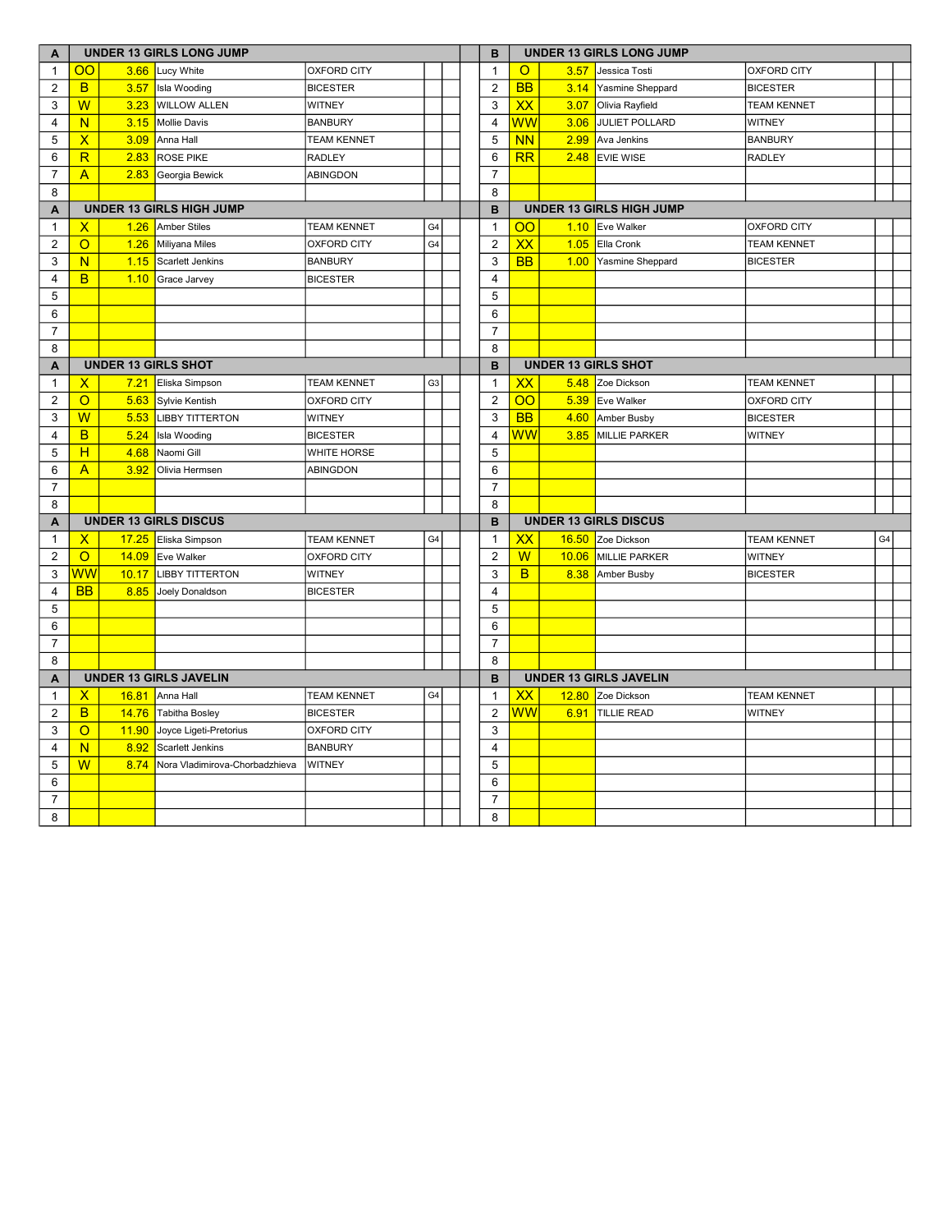| A | UNDER 13 GIRLS LONG JUMP | | | | | | | B | UNDER 13 GIRLS LONG JUMP | | | | | |
|---|---|---|---|---|---|---|---|---|---|---|---|---|---|---|
| 1 | OO | 3.66 | Lucy White | OXFORD CITY | | | | 1 | O | 3.57 | Jessica Tosti | OXFORD CITY | | |
| 2 | B | 3.57 | Isla Wooding | BICESTER | | | | 2 | BB | 3.14 | Yasmine Sheppard | BICESTER | | |
| 3 | W | 3.23 | WILLOW ALLEN | WITNEY | | | | 3 | XX | 3.07 | Olivia Rayfield | TEAM KENNET | | |
| 4 | N | 3.15 | Mollie Davis | BANBURY | | | | 4 | WW | 3.06 | JULIET POLLARD | WITNEY | | |
| 5 | X | 3.09 | Anna Hall | TEAM KENNET | | | | 5 | NN | 2.99 | Ava Jenkins | BANBURY | | |
| 6 | R | 2.83 | ROSE PIKE | RADLEY | | | | 6 | RR | 2.48 | EVIE WISE | RADLEY | | |
| 7 | A | 2.83 | Georgia Bewick | ABINGDON | | | | 7 | | | | | | |
| 8 | | | | | | | | 8 | | | | | | |
| **A** | **UNDER 13 GIRLS HIGH JUMP** | | | | | | | **B** | **UNDER 13 GIRLS HIGH JUMP** | | | | | |
| 1 | X | 1.26 | Amber Stiles | TEAM KENNET | G4 | | | 1 | OO | 1.10 | Eve Walker | OXFORD CITY | | |
| 2 | O | 1.26 | Miliyana Miles | OXFORD CITY | G4 | | | 2 | XX | 1.05 | Ella Cronk | TEAM KENNET | | |
| 3 | N | 1.15 | Scarlett Jenkins | BANBURY | | | | 3 | BB | 1.00 | Yasmine Sheppard | BICESTER | | |
| 4 | B | 1.10 | Grace Jarvey | BICESTER | | | | 4 | | | | | | |
| 5 | | | | | | | | 5 | | | | | | |
| 6 | | | | | | | | 6 | | | | | | |
| 7 | | | | | | | | 7 | | | | | | |
| 8 | | | | | | | | 8 | | | | | | |
| **A** | **UNDER 13 GIRLS SHOT** | | | | | | | **B** | **UNDER 13 GIRLS SHOT** | | | | | |
| 1 | X | 7.21 | Eliska Simpson | TEAM KENNET | G3 | | | 1 | XX | 5.48 | Zoe Dickson | TEAM KENNET | | |
| 2 | O | 5.63 | Sylvie Kentish | OXFORD CITY | | | | 2 | OO | 5.39 | Eve Walker | OXFORD CITY | | |
| 3 | W | 5.53 | LIBBY TITTERTON | WITNEY | | | | 3 | BB | 4.60 | Amber Busby | BICESTER | | |
| 4 | B | 5.24 | Isla Wooding | BICESTER | | | | 4 | WW | 3.85 | MILLIE PARKER | WITNEY | | |
| 5 | H | 4.68 | Naomi Gill | WHITE HORSE | | | | 5 | | | | | | |
| 6 | A | 3.92 | Olivia Hermsen | ABINGDON | | | | 6 | | | | | | |
| 7 | | | | | | | | 7 | | | | | | |
| 8 | | | | | | | | 8 | | | | | | |
| **A** | **UNDER 13 GIRLS DISCUS** | | | | | | | **B** | **UNDER 13 GIRLS DISCUS** | | | | | |
| 1 | X | 17.25 | Eliska Simpson | TEAM KENNET | G4 | | | 1 | XX | 16.50 | Zoe Dickson | TEAM KENNET | G4 | |
| 2 | O | 14.09 | Eve Walker | OXFORD CITY | | | | 2 | W | 10.06 | MILLIE PARKER | WITNEY | | |
| 3 | WW | 10.17 | LIBBY TITTERTON | WITNEY | | | | 3 | B | 8.38 | Amber Busby | BICESTER | | |
| 4 | BB | 8.85 | Joely Donaldson | BICESTER | | | | 4 | | | | | | |
| 5 | | | | | | | | 5 | | | | | | |
| 6 | | | | | | | | 6 | | | | | | |
| 7 | | | | | | | | 7 | | | | | | |
| 8 | | | | | | | | 8 | | | | | | |
| **A** | **UNDER 13 GIRLS JAVELIN** | | | | | | | **B** | **UNDER 13 GIRLS JAVELIN** | | | | | |
| 1 | X | 16.81 | Anna Hall | TEAM KENNET | G4 | | | 1 | XX | 12.80 | Zoe Dickson | TEAM KENNET | | |
| 2 | B | 14.76 | Tabitha Bosley | BICESTER | | | | 2 | WW | 6.91 | TILLIE READ | WITNEY | | |
| 3 | O | 11.90 | Joyce Ligeti-Pretorius | OXFORD CITY | | | | 3 | | | | | | |
| 4 | N | 8.92 | Scarlett Jenkins | BANBURY | | | | 4 | | | | | | |
| 5 | W | 8.74 | Nora Vladimirova-Chorbadzhieva | WITNEY | | | | 5 | | | | | | |
| 6 | | | | | | | | 6 | | | | | | |
| 7 | | | | | | | | 7 | | | | | | |
| 8 | | | | | | | | 8 | | | | | | |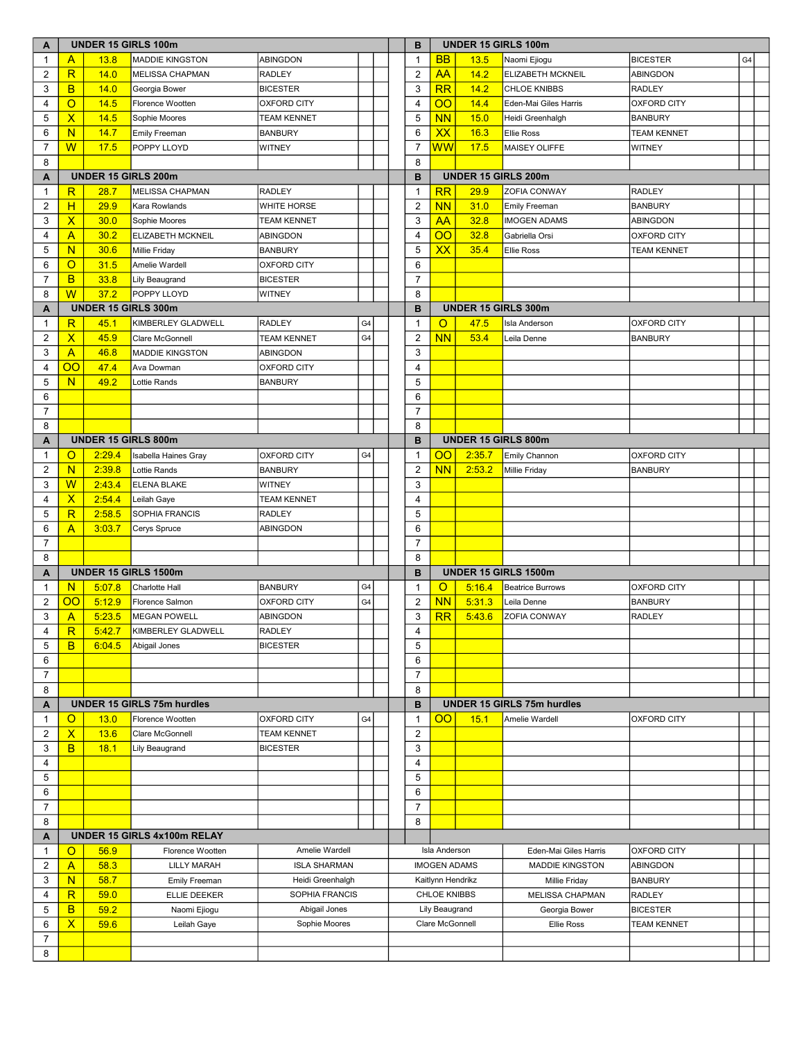| A | UNDER 15 GIRLS 100m | | | | | | B | UNDER 15 GIRLS 100m | | | | | |
|---|---|---|---|---|---|---|---|---|---|---|---|---|---|
| 1 | A | 13.8 | MADDIE KINGSTON | ABINGDON | | | 1 | BB | 13.5 | Naomi Ejiogu | BICESTER | G4 | |
| 2 | R | 14.0 | MELISSA CHAPMAN | RADLEY | | | 2 | AA | 14.2 | ELIZABETH MCKNEIL | ABINGDON | | |
| 3 | B | 14.0 | Georgia Bower | BICESTER | | | 3 | RR | 14.2 | CHLOE KNIBBS | RADLEY | | |
| 4 | O | 14.5 | Florence Wootten | OXFORD CITY | | | 4 | OO | 14.4 | Eden-Mai Giles Harris | OXFORD CITY | | |
| 5 | X | 14.5 | Sophie Moores | TEAM KENNET | | | 5 | NN | 15.0 | Heidi Greenhalgh | BANBURY | | |
| 6 | N | 14.7 | Emily Freeman | BANBURY | | | 6 | XX | 16.3 | Ellie Ross | TEAM KENNET | | |
| 7 | W | 17.5 | POPPY LLOYD | WITNEY | | | 7 | WW | 17.5 | MAISEY OLIFFE | WITNEY | | |
| 8 | | | | | | | 8 | | | | | | |
| **A** | **UNDER 15 GIRLS 200m** | | | | | | **B** | **UNDER 15 GIRLS 200m** | | | | | |
| 1 | R | 28.7 | MELISSA CHAPMAN | RADLEY | | | 1 | RR | 29.9 | ZOFIA CONWAY | RADLEY | | |
| 2 | H | 29.9 | Kara Rowlands | WHITE HORSE | | | 2 | NN | 31.0 | Emily Freeman | BANBURY | | |
| 3 | X | 30.0 | Sophie Moores | TEAM KENNET | | | 3 | AA | 32.8 | IMOGEN ADAMS | ABINGDON | | |
| 4 | A | 30.2 | ELIZABETH MCKNEIL | ABINGDON | | | 4 | OO | 32.8 | Gabriella Orsi | OXFORD CITY | | |
| 5 | N | 30.6 | Millie Friday | BANBURY | | | 5 | XX | 35.4 | Ellie Ross | TEAM KENNET | | |
| 6 | O | 31.5 | Amelie Wardell | OXFORD CITY | | | 6 | | | | | | |
| 7 | B | 33.8 | Lily Beaugrand | BICESTER | | | 7 | | | | | | |
| 8 | W | 37.2 | POPPY LLOYD | WITNEY | | | 8 | | | | | | |
| **A** | **UNDER 15 GIRLS 300m** | | | | | | **B** | **UNDER 15 GIRLS 300m** | | | | | |
| 1 | R | 45.1 | KIMBERLEY GLADWELL | RADLEY | G4 | | 1 | O | 47.5 | Isla Anderson | OXFORD CITY | | |
| 2 | X | 45.9 | Clare McGonnell | TEAM KENNET | G4 | | 2 | NN | 53.4 | Leila Denne | BANBURY | | |
| 3 | A | 46.8 | MADDIE KINGSTON | ABINGDON | | | 3 | | | | | | |
| 4 | OO | 47.4 | Ava Dowman | OXFORD CITY | | | 4 | | | | | | |
| 5 | N | 49.2 | Lottie Rands | BANBURY | | | 5 | | | | | | |
| 6 | | | | | | | 6 | | | | | | |
| 7 | | | | | | | 7 | | | | | | |
| 8 | | | | | | | 8 | | | | | | |
| **A** | **UNDER 15 GIRLS 800m** | | | | | | **B** | **UNDER 15 GIRLS 800m** | | | | | |
| 1 | O | 2:29.4 | Isabella Haines Gray | OXFORD CITY | G4 | | 1 | OO | 2:35.7 | Emily Channon | OXFORD CITY | | |
| 2 | N | 2:39.8 | Lottie Rands | BANBURY | | | 2 | NN | 2:53.2 | Millie Friday | BANBURY | | |
| 3 | W | 2:43.4 | ELENA BLAKE | WITNEY | | | 3 | | | | | | |
| 4 | X | 2:54.4 | Leilah Gaye | TEAM KENNET | | | 4 | | | | | | |
| 5 | R | 2:58.5 | SOPHIA FRANCIS | RADLEY | | | 5 | | | | | | |
| 6 | A | 3:03.7 | Cerys Spruce | ABINGDON | | | 6 | | | | | | |
| 7 | | | | | | | 7 | | | | | | |
| 8 | | | | | | | 8 | | | | | | |
| **A** | **UNDER 15 GIRLS 1500m** | | | | | | **B** | **UNDER 15 GIRLS 1500m** | | | | | |
| 1 | N | 5:07.8 | Charlotte Hall | BANBURY | G4 | | 1 | O | 5:16.4 | Beatrice Burrows | OXFORD CITY | | |
| 2 | OO | 5:12.9 | Florence Salmon | OXFORD CITY | G4 | | 2 | NN | 5:31.3 | Leila Denne | BANBURY | | |
| 3 | A | 5:23.5 | MEGAN POWELL | ABINGDON | | | 3 | RR | 5:43.6 | ZOFIA CONWAY | RADLEY | | |
| 4 | R | 5:42.7 | KIMBERLEY GLADWELL | RADLEY | | | 4 | | | | | | |
| 5 | B | 6:04.5 | Abigail Jones | BICESTER | | | 5 | | | | | | |
| 6 | | | | | | | 6 | | | | | | |
| 7 | | | | | | | 7 | | | | | | |
| 8 | | | | | | | 8 | | | | | | |
| **A** | **UNDER 15 GIRLS 75m hurdles** | | | | | | **B** | **UNDER 15 GIRLS 75m hurdles** | | | | | |
| 1 | O | 13.0 | Florence Wootten | OXFORD CITY | G4 | | 1 | OO | 15.1 | Amelie Wardell | OXFORD CITY | | |
| 2 | X | 13.6 | Clare McGonnell | TEAM KENNET | | | 2 | | | | | | |
| 3 | B | 18.1 | Lily Beaugrand | BICESTER | | | 3 | | | | | | |
| 4 | | | | | | | 4 | | | | | | |
| 5 | | | | | | | 5 | | | | | | |
| 6 | | | | | | | 6 | | | | | | |
| 7 | | | | | | | 7 | | | | | | |
| 8 | | | | | | | 8 | | | | | | |

| A | UNDER 15 GIRLS 4x100m RELAY | | | | | | | |
|---|---|---|---|---|---|---|---|---|
| 1 | O | 56.9 | Florence Wootten | Amelie Wardell | Isla Anderson | Eden-Mai Giles Harris | OXFORD CITY | |
| 2 | A | 58.3 | LILLY MARAH | ISLA SHARMAN | IMOGEN ADAMS | MADDIE KINGSTON | ABINGDON | |
| 3 | N | 58.7 | Emily Freeman | Heidi Greenhalgh | Kaitlynn Hendrikz | Millie Friday | BANBURY | |
| 4 | R | 59.0 | ELLIE DEEKER | SOPHIA FRANCIS | CHLOE KNIBBS | MELISSA CHAPMAN | RADLEY | |
| 5 | B | 59.2 | Naomi Ejiogu | Abigail Jones | Lily Beaugrand | Georgia Bower | BICESTER | |
| 6 | X | 59.6 | Leilah Gaye | Sophie Moores | Clare McGonnell | Ellie Ross | TEAM KENNET | |
| 7 | | | | | | | | |
| 8 | | | | | | | | |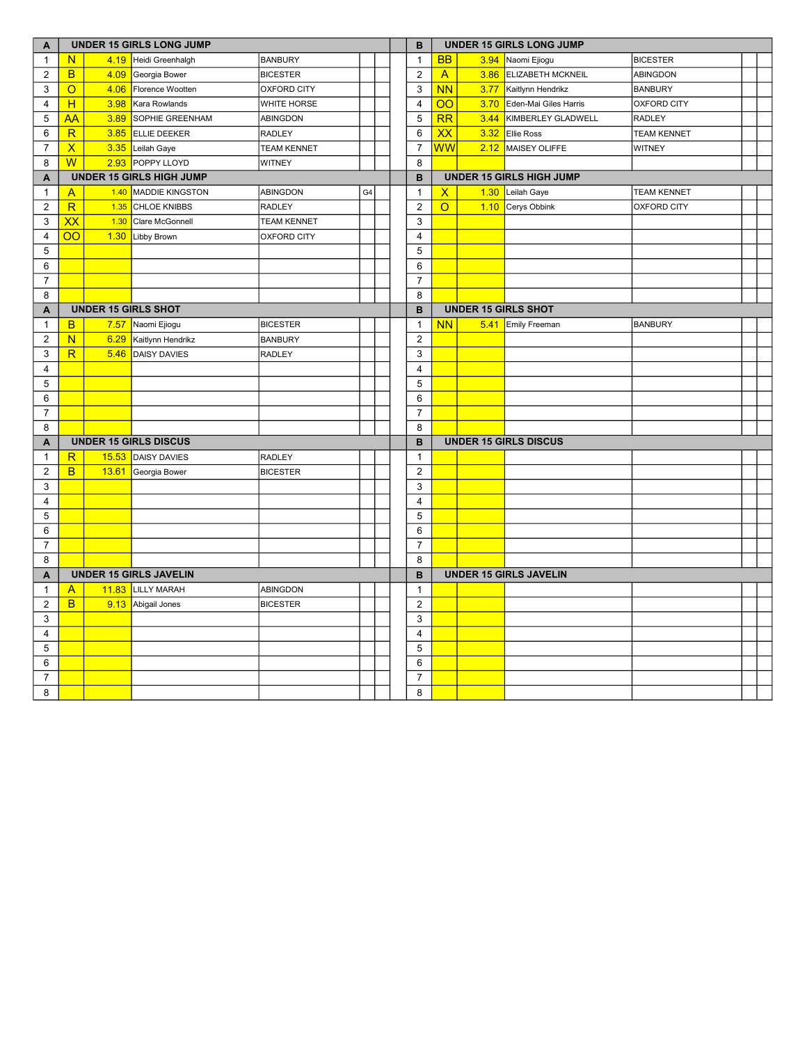| A | UNDER 15 GIRLS LONG JUMP | | | | | | B | UNDER 15 GIRLS LONG JUMP | | | | | |
|---|---|---|---|---|---|---|---|---|---|---|---|---|---|
| 1 | N | 4.19 | Heidi Greenhalgh | BANBURY | | | 1 | BB | 3.94 | Naomi Ejiogu | BICESTER | | |
| 2 | B | 4.09 | Georgia Bower | BICESTER | | | 2 | A | 3.86 | ELIZABETH MCKNEIL | ABINGDON | | |
| 3 | O | 4.06 | Florence Wootten | OXFORD CITY | | | 3 | NN | 3.77 | Kaitlynn Hendrikz | BANBURY | | |
| 4 | H | 3.98 | Kara Rowlands | WHITE HORSE | | | 4 | OO | 3.70 | Eden-Mai Giles Harris | OXFORD CITY | | |
| 5 | AA | 3.89 | SOPHIE GREENHAM | ABINGDON | | | 5 | RR | 3.44 | KIMBERLEY GLADWELL | RADLEY | | |
| 6 | R | 3.85 | ELLIE DEEKER | RADLEY | | | 6 | XX | 3.32 | Ellie Ross | TEAM KENNET | | |
| 7 | X | 3.35 | Leilah Gaye | TEAM KENNET | | | 7 | WW | 2.12 | MAISEY OLIFFE | WITNEY | | |
| 8 | W | 2.93 | POPPY LLOYD | WITNEY | | | 8 | | | | | | |
| **A** | **UNDER 15 GIRLS HIGH JUMP** | | | | | | **B** | **UNDER 15 GIRLS HIGH JUMP** | | | | | |
| 1 | A | 1.40 | MADDIE KINGSTON | ABINGDON | G4 | | 1 | X | 1.30 | Leilah Gaye | TEAM KENNET | | |
| 2 | R | 1.35 | CHLOE KNIBBS | RADLEY | | | 2 | O | 1.10 | Cerys Obbink | OXFORD CITY | | |
| 3 | XX | 1.30 | Clare McGonnell | TEAM KENNET | | | 3 | | | | | | |
| 4 | OO | 1.30 | Libby Brown | OXFORD CITY | | | 4 | | | | | | |
| 5 | | | | | | | 5 | | | | | | |
| 6 | | | | | | | 6 | | | | | | |
| 7 | | | | | | | 7 | | | | | | |
| 8 | | | | | | | 8 | | | | | | |
| **A** | **UNDER 15 GIRLS SHOT** | | | | | | **B** | **UNDER 15 GIRLS SHOT** | | | | | |
| 1 | B | 7.57 | Naomi Ejiogu | BICESTER | | | 1 | NN | 5.41 | Emily Freeman | BANBURY | | |
| 2 | N | 6.29 | Kaitlynn Hendrikz | BANBURY | | | 2 | | | | | | |
| 3 | R | 5.46 | DAISY DAVIES | RADLEY | | | 3 | | | | | | |
| 4 | | | | | | | 4 | | | | | | |
| 5 | | | | | | | 5 | | | | | | |
| 6 | | | | | | | 6 | | | | | | |
| 7 | | | | | | | 7 | | | | | | |
| 8 | | | | | | | 8 | | | | | | |
| **A** | **UNDER 15 GIRLS DISCUS** | | | | | | **B** | **UNDER 15 GIRLS DISCUS** | | | | | |
| 1 | R | 15.53 | DAISY DAVIES | RADLEY | | | 1 | | | | | | |
| 2 | B | 13.61 | Georgia Bower | BICESTER | | | 2 | | | | | | |
| 3 | | | | | | | 3 | | | | | | |
| 4 | | | | | | | 4 | | | | | | |
| 5 | | | | | | | 5 | | | | | | |
| 6 | | | | | | | 6 | | | | | | |
| 7 | | | | | | | 7 | | | | | | |
| 8 | | | | | | | 8 | | | | | | |
| **A** | **UNDER 15 GIRLS JAVELIN** | | | | | | **B** | **UNDER 15 GIRLS JAVELIN** | | | | | |
| 1 | A | 11.83 | LILLY MARAH | ABINGDON | | | 1 | | | | | | |
| 2 | B | 9.13 | Abigail Jones | BICESTER | | | 2 | | | | | | |
| 3 | | | | | | | 3 | | | | | | |
| 4 | | | | | | | 4 | | | | | | |
| 5 | | | | | | | 5 | | | | | | |
| 6 | | | | | | | 6 | | | | | | |
| 7 | | | | | | | 7 | | | | | | |
| 8 | | | | | | | 8 | | | | | | |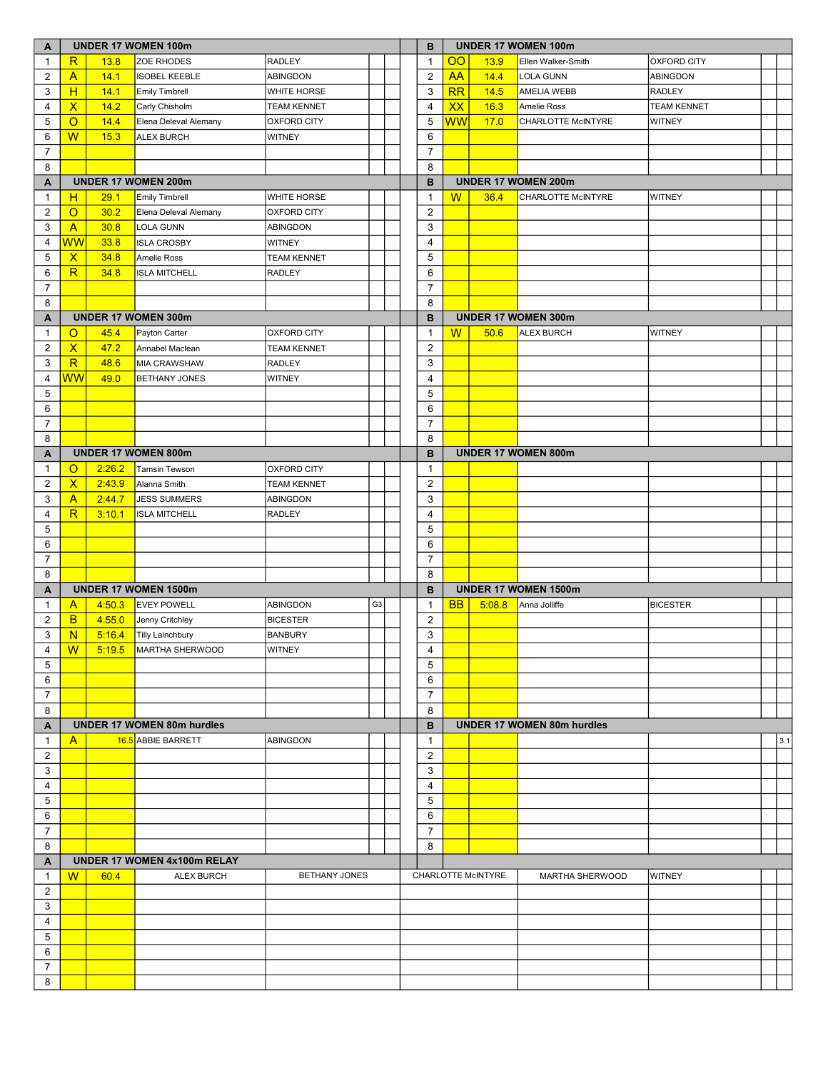| A | UNDER 17 WOMEN 100m | | | | | | | B | UNDER 17 WOMEN 100m | | | | | |
|---|---|---|---|---|---|---|---|---|---|---|---|---|---|---|
| 1 | R | 13.8 | ZOE RHODES | RADLEY | | | | 1 | OO | 13.9 | Ellen Walker-Smith | OXFORD CITY | | |
| 2 | A | 14.1 | ISOBEL KEEBLE | ABINGDON | | | | 2 | AA | 14.4 | LOLA GUNN | ABINGDON | | |
| 3 | H | 14.1 | Emily Timbrell | WHITE HORSE | | | | 3 | RR | 14.5 | AMELIA WEBB | RADLEY | | |
| 4 | X | 14.2 | Carly Chisholm | TEAM KENNET | | | | 4 | XX | 16.3 | Amelie Ross | TEAM KENNET | | |
| 5 | O | 14.4 | Elena Deleval Alemany | OXFORD CITY | | | | 5 | WW | 17.0 | CHARLOTTE McINTYRE | WITNEY | | |
| 6 | W | 15.3 | ALEX BURCH | WITNEY | | | | 6 | | | | | | |
| 7 | | | | | | | | 7 | | | | | | |
| 8 | | | | | | | | 8 | | | | | | |

| A | UNDER 17 WOMEN 200m | | | | | | | B | UNDER 17 WOMEN 200m | | | | | |
|---|---|---|---|---|---|---|---|---|---|---|---|---|---|---|
| 1 | H | 29.1 | Emily Timbrell | WHITE HORSE | | | | 1 | W | 36.4 | CHARLOTTE McINTYRE | WITNEY | | |
| 2 | O | 30.2 | Elena Deleval Alemany | OXFORD CITY | | | | 2 | | | | | | |
| 3 | A | 30.8 | LOLA GUNN | ABINGDON | | | | 3 | | | | | | |
| 4 | WW | 33.8 | ISLA CROSBY | WITNEY | | | | 4 | | | | | | |
| 5 | X | 34.8 | Amelie Ross | TEAM KENNET | | | | 5 | | | | | | |
| 6 | R | 34.8 | ISLA MITCHELL | RADLEY | | | | 6 | | | | | | |
| 7 | | | | | | | | 7 | | | | | | |
| 8 | | | | | | | | 8 | | | | | | |

| A | UNDER 17 WOMEN 300m | | | | | | | B | UNDER 17 WOMEN 300m | | | | | |
|---|---|---|---|---|---|---|---|---|---|---|---|---|---|---|
| 1 | O | 45.4 | Payton Carter | OXFORD CITY | | | | 1 | W | 50.6 | ALEX BURCH | WITNEY | | |
| 2 | X | 47.2 | Annabel Maclean | TEAM KENNET | | | | 2 | | | | | | |
| 3 | R | 48.6 | MIA CRAWSHAW | RADLEY | | | | 3 | | | | | | |
| 4 | WW | 49.0 | BETHANY JONES | WITNEY | | | | 4 | | | | | | |
| 5 | | | | | | | | 5 | | | | | | |
| 6 | | | | | | | | 6 | | | | | | |
| 7 | | | | | | | | 7 | | | | | | |
| 8 | | | | | | | | 8 | | | | | | |

| A | UNDER 17 WOMEN 800m | | | | | | | B | UNDER 17 WOMEN 800m | | | | | |
|---|---|---|---|---|---|---|---|---|---|---|---|---|---|---|
| 1 | O | 2:26.2 | Tamsin Tewson | OXFORD CITY | | | | 1 | | | | | | |
| 2 | X | 2:43.9 | Alanna Smith | TEAM KENNET | | | | 2 | | | | | | |
| 3 | A | 2:44.7 | JESS SUMMERS | ABINGDON | | | | 3 | | | | | | |
| 4 | R | 3:10.1 | ISLA MITCHELL | RADLEY | | | | 4 | | | | | | |
| 5 | | | | | | | | 5 | | | | | | |
| 6 | | | | | | | | 6 | | | | | | |
| 7 | | | | | | | | 7 | | | | | | |
| 8 | | | | | | | | 8 | | | | | | |

| A | UNDER 17 WOMEN 1500m | | | | | | | B | UNDER 17 WOMEN 1500m | | | | | |
|---|---|---|---|---|---|---|---|---|---|---|---|---|---|---|
| 1 | A | 4:50.3 | EVEY POWELL | ABINGDON | G3 | | | 1 | BB | 5:08.8 | Anna Jolliffe | BICESTER | | |
| 2 | B | 4.55.0 | Jenny Critchley | BICESTER | | | | 2 | | | | | | |
| 3 | N | 5:16.4 | Tilly Lainchbury | BANBURY | | | | 3 | | | | | | |
| 4 | W | 5:19.5 | MARTHA SHERWOOD | WITNEY | | | | 4 | | | | | | |
| 5 | | | | | | | | 5 | | | | | | |
| 6 | | | | | | | | 6 | | | | | | |
| 7 | | | | | | | | 7 | | | | | | |
| 8 | | | | | | | | 8 | | | | | | |

| A | UNDER 17 WOMEN 80m hurdles | | | | | | | B | UNDER 17 WOMEN 80m hurdles | | | | | |
|---|---|---|---|---|---|---|---|---|---|---|---|---|---|---|
| 1 | A | 16.5 | ABBIE BARRETT | ABINGDON | | | | 1 | | | | | | 3.1 |
| 2 | | | | | | | | 2 | | | | | | |
| 3 | | | | | | | | 3 | | | | | | |
| 4 | | | | | | | | 4 | | | | | | |
| 5 | | | | | | | | 5 | | | | | | |
| 6 | | | | | | | | 6 | | | | | | |
| 7 | | | | | | | | 7 | | | | | | |
| 8 | | | | | | | | 8 | | | | | | |

| A | UNDER 17 WOMEN 4x100m RELAY | | | | | | |
|---|---|---|---|---|---|---|---|
| 1 | W | 60.4 | ALEX BURCH | BETHANY JONES | CHARLOTTE McINTYRE | MARTHA SHERWOOD | WITNEY |
| 2 | | | | | | | |
| 3 | | | | | | | |
| 4 | | | | | | | |
| 5 | | | | | | | |
| 6 | | | | | | | |
| 7 | | | | | | | |
| 8 | | | | | | | |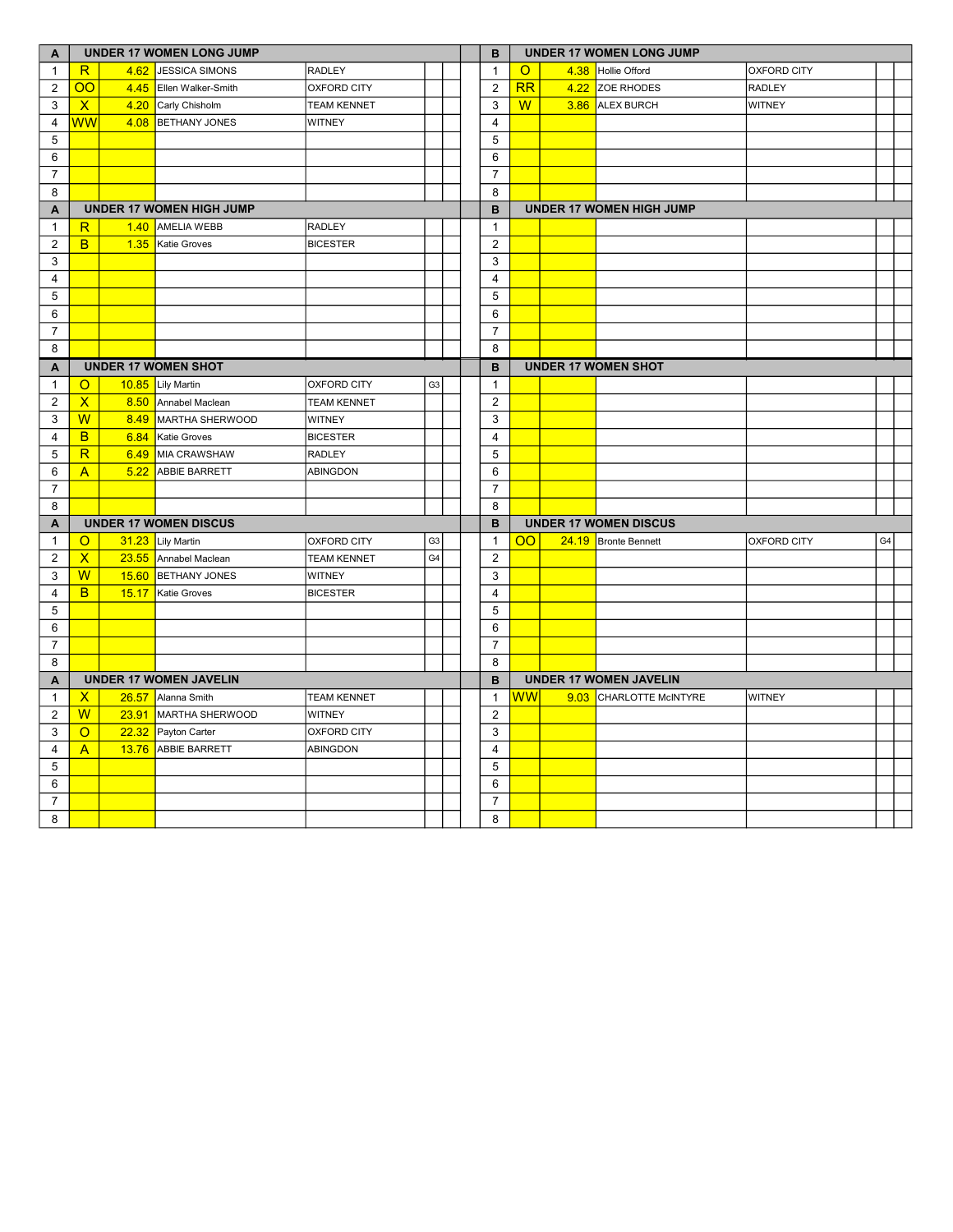| A | UNDER 17 WOMEN LONG JUMP | | | | | | | B | UNDER 17 WOMEN LONG JUMP | | | | | |
|---|---|---|---|---|---|---|---|---|---|---|---|---|---|---|
| 1 | R | 4.62 | JESSICA SIMONS | RADLEY | | | | 1 | O | 4.38 | Hollie Offord | OXFORD CITY | | |
| 2 | OO | 4.45 | Ellen Walker-Smith | OXFORD CITY | | | | 2 | RR | 4.22 | ZOE RHODES | RADLEY | | |
| 3 | X | 4.20 | Carly Chisholm | TEAM KENNET | | | | 3 | W | 3.86 | ALEX BURCH | WITNEY | | |
| 4 | WW | 4.08 | BETHANY JONES | WITNEY | | | | 4 | | | | | | |
| 5 | | | | | | | | 5 | | | | | | |
| 6 | | | | | | | | 6 | | | | | | |
| 7 | | | | | | | | 7 | | | | | | |
| 8 | | | | | | | | 8 | | | | | | |
| A | UNDER 17 WOMEN HIGH JUMP | | | | | | | B | UNDER 17 WOMEN HIGH JUMP | | | | | |
| 1 | R | 1.40 | AMELIA WEBB | RADLEY | | | | 1 | | | | | | |
| 2 | B | 1.35 | Katie Groves | BICESTER | | | | 2 | | | | | | |
| 3 | | | | | | | | 3 | | | | | | |
| 4 | | | | | | | | 4 | | | | | | |
| 5 | | | | | | | | 5 | | | | | | |
| 6 | | | | | | | | 6 | | | | | | |
| 7 | | | | | | | | 7 | | | | | | |
| 8 | | | | | | | | 8 | | | | | | |
| A | UNDER 17 WOMEN SHOT | | | | | | | B | UNDER 17 WOMEN SHOT | | | | | |
| 1 | O | 10.85 | Lily Martin | OXFORD CITY | G3 | | | 1 | | | | | | |
| 2 | X | 8.50 | Annabel Maclean | TEAM KENNET | | | | 2 | | | | | | |
| 3 | W | 8.49 | MARTHA SHERWOOD | WITNEY | | | | 3 | | | | | | |
| 4 | B | 6.84 | Katie Groves | BICESTER | | | | 4 | | | | | | |
| 5 | R | 6.49 | MIA CRAWSHAW | RADLEY | | | | 5 | | | | | | |
| 6 | A | 5.22 | ABBIE BARRETT | ABINGDON | | | | 6 | | | | | | |
| 7 | | | | | | | | 7 | | | | | | |
| 8 | | | | | | | | 8 | | | | | | |
| A | UNDER 17 WOMEN DISCUS | | | | | | | B | UNDER 17 WOMEN DISCUS | | | | | |
| 1 | O | 31.23 | Lily Martin | OXFORD CITY | G3 | | | 1 | OO | 24.19 | Bronte Bennett | OXFORD CITY | G4 | |
| 2 | X | 23.55 | Annabel Maclean | TEAM KENNET | G4 | | | 2 | | | | | | |
| 3 | W | 15.60 | BETHANY JONES | WITNEY | | | | 3 | | | | | | |
| 4 | B | 15.17 | Katie Groves | BICESTER | | | | 4 | | | | | | |
| 5 | | | | | | | | 5 | | | | | | |
| 6 | | | | | | | | 6 | | | | | | |
| 7 | | | | | | | | 7 | | | | | | |
| 8 | | | | | | | | 8 | | | | | | |
| A | UNDER 17 WOMEN JAVELIN | | | | | | | B | UNDER 17 WOMEN JAVELIN | | | | | |
| 1 | X | 26.57 | Alanna Smith | TEAM KENNET | | | | 1 | WW | 9.03 | CHARLOTTE McINTYRE | WITNEY | | |
| 2 | W | 23.91 | MARTHA SHERWOOD | WITNEY | | | | 2 | | | | | | |
| 3 | O | 22.32 | Payton Carter | OXFORD CITY | | | | 3 | | | | | | |
| 4 | A | 13.76 | ABBIE BARRETT | ABINGDON | | | | 4 | | | | | | |
| 5 | | | | | | | | 5 | | | | | | |
| 6 | | | | | | | | 6 | | | | | | |
| 7 | | | | | | | | 7 | | | | | | |
| 8 | | | | | | | | 8 | | | | | | |